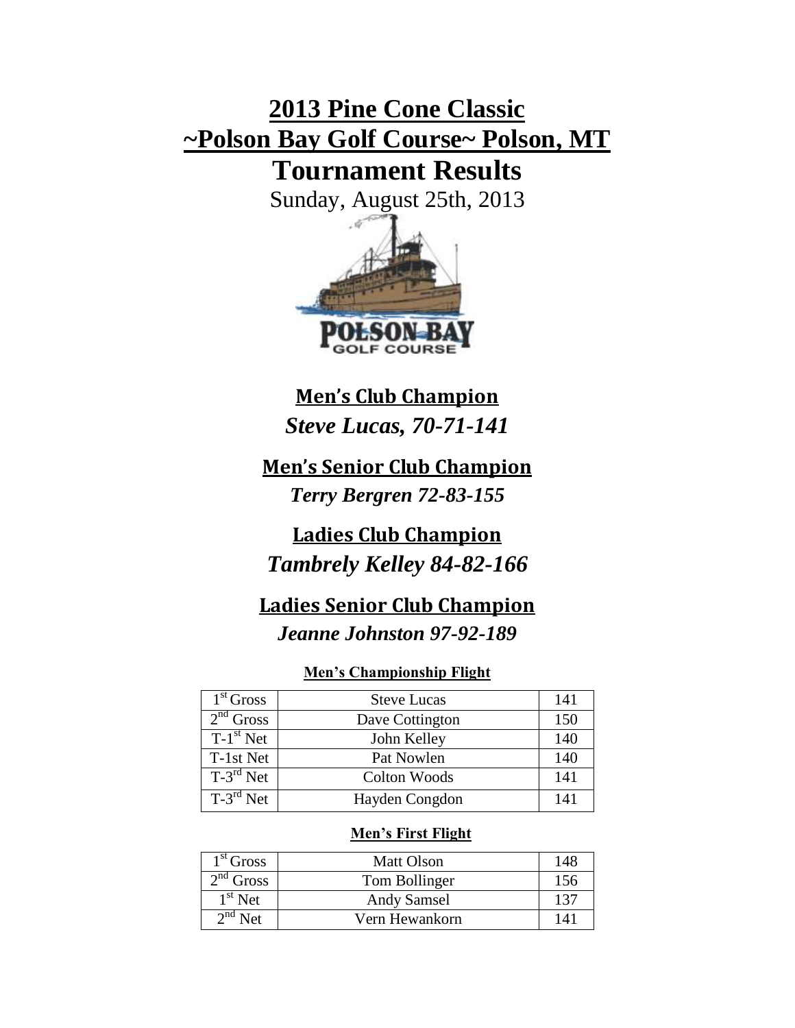# 2013 Pine Cone Classic
# ~Polson Bay Golf Course~ Polson, MT
# Tournament Results

Sunday, August 25th, 2013

## Men's Club Champion

***Steve Lucas, 70-71-141***

## Men's Senior Club Champion

***Terry Bergren 72-83-155***

## Ladies Club Champion

***Tambrely Kelley 84-82-166***

## Ladies Senior Club Champion

***Jeanne Johnston 97-92-189***

### Men's Championship Flight

| | | |
|---|---|---|
| 1st Gross | Steve Lucas | 141 |
| 2nd Gross | Dave Cottington | 150 |
| T-1st Net | John Kelley | 140 |
| T-1st Net | Pat Nowlen | 140 |
| T-3rd Net | Colton Woods | 141 |
| T-3rd Net | Hayden Congdon | 141 |

### Men's First Flight

| | | |
|---|---|---|
| 1st Gross | Matt Olson | 148 |
| 2nd Gross | Tom Bollinger | 156 |
| 1st Net | Andy Samsel | 137 |
| 2nd Net | Vern Hewankorn | 141 |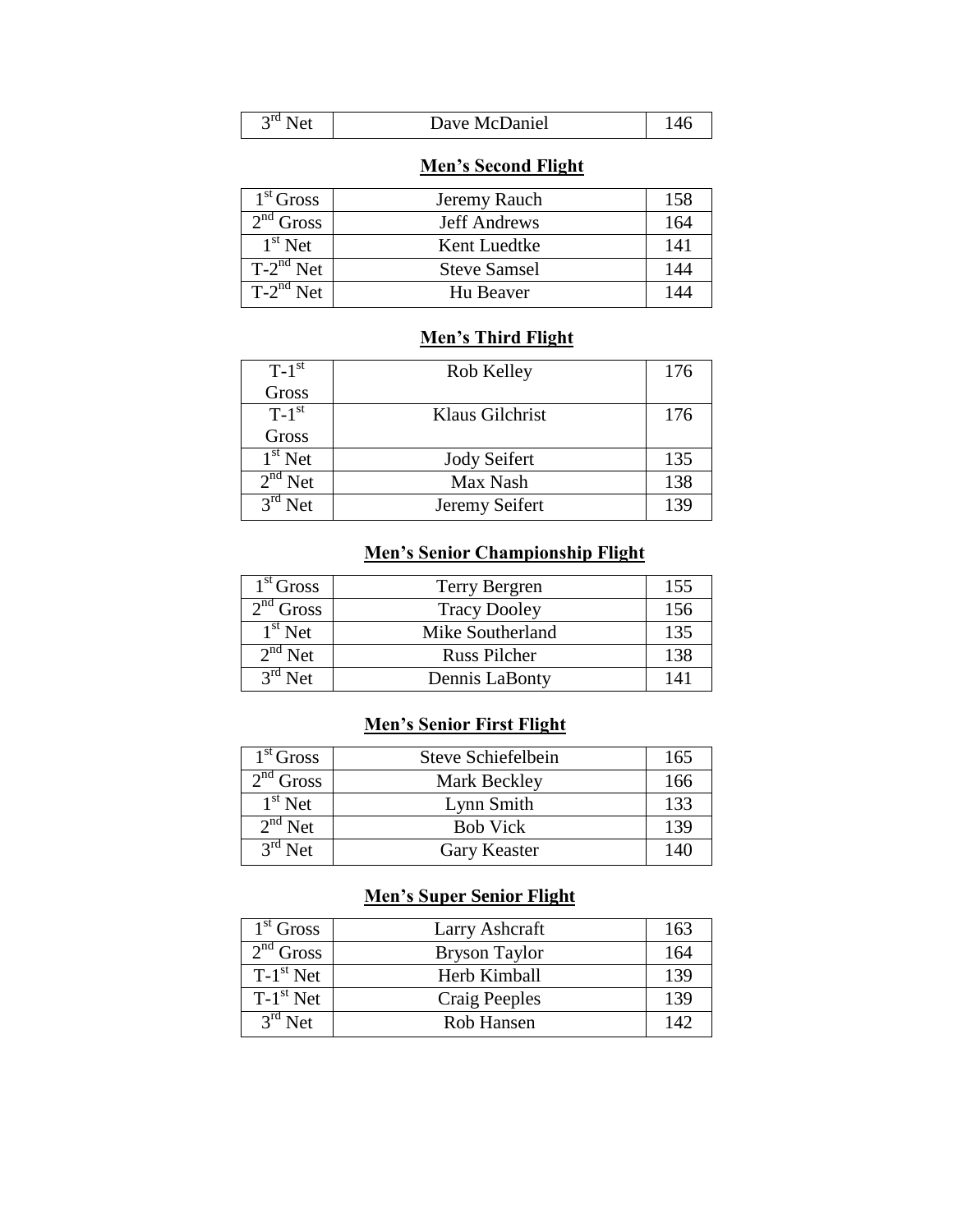| 3rd Net | Dave McDaniel | 146 |
| --- | --- | --- |

## Men's Second Flight

| 1st Gross | Jeremy Rauch | 158 |
| --- | --- | --- |
| 2nd Gross | Jeff Andrews | 164 |
| 1st Net | Kent Luedtke | 141 |
| T-2nd Net | Steve Samsel | 144 |
| T-2nd Net | Hu Beaver | 144 |

## Men's Third Flight

| T-1st Gross | Rob Kelley | 176 |
| --- | --- | --- |
| T-1st Gross | Klaus Gilchrist | 176 |
| 1st Net | Jody Seifert | 135 |
| 2nd Net | Max Nash | 138 |
| 3rd Net | Jeremy Seifert | 139 |

## Men's Senior Championship Flight

| 1st Gross | Terry Bergren | 155 |
| --- | --- | --- |
| 2nd Gross | Tracy Dooley | 156 |
| 1st Net | Mike Southerland | 135 |
| 2nd Net | Russ Pilcher | 138 |
| 3rd Net | Dennis LaBonty | 141 |

## Men's Senior First Flight

| 1st Gross | Steve Schiefelbein | 165 |
| --- | --- | --- |
| 2nd Gross | Mark Beckley | 166 |
| 1st Net | Lynn Smith | 133 |
| 2nd Net | Bob Vick | 139 |
| 3rd Net | Gary Keaster | 140 |

## Men's Super Senior Flight

| 1st Gross | Larry Ashcraft | 163 |
| --- | --- | --- |
| 2nd Gross | Bryson Taylor | 164 |
| T-1st Net | Herb Kimball | 139 |
| T-1st Net | Craig Peeples | 139 |
| 3rd Net | Rob Hansen | 142 |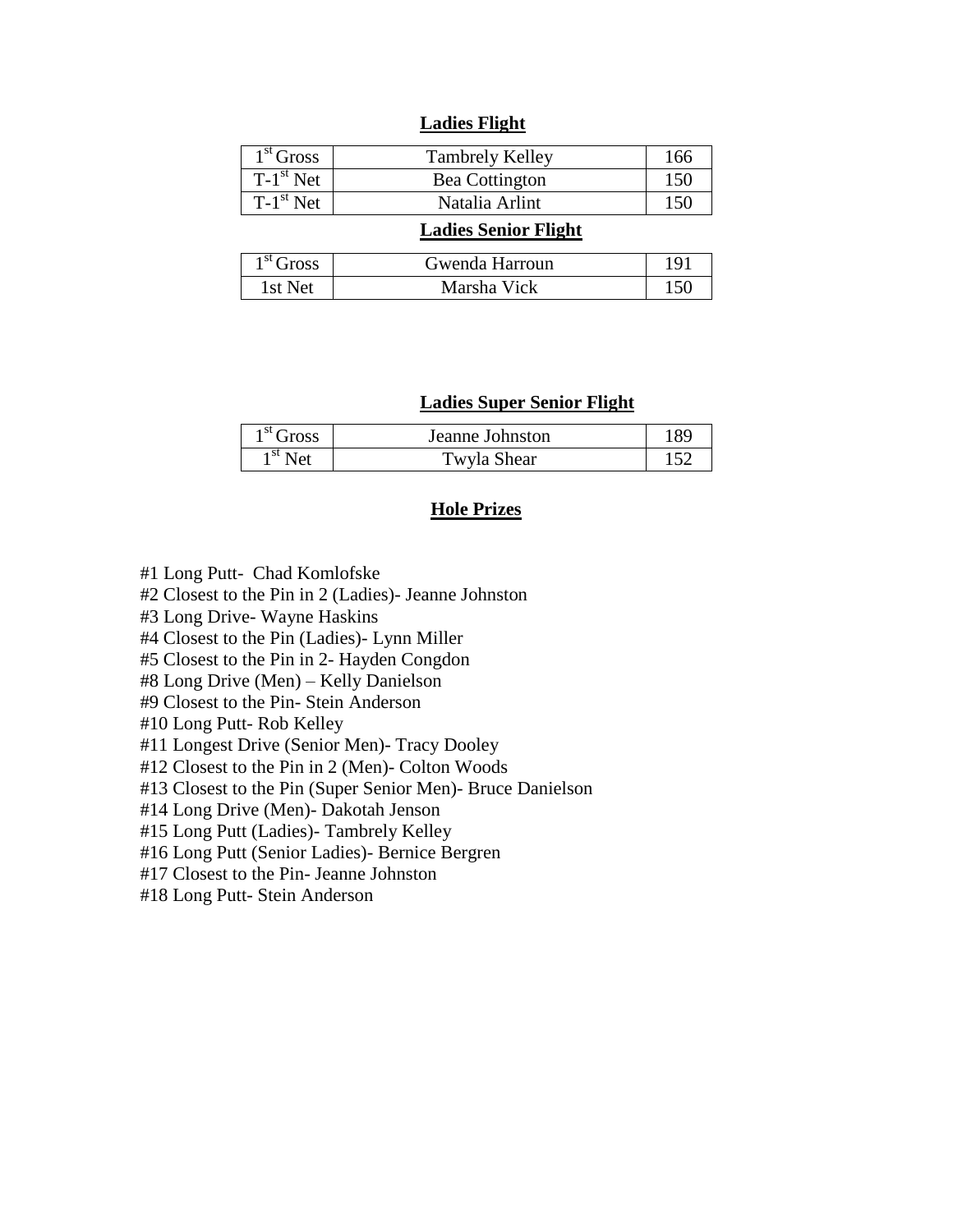## Ladies Flight

| | | |
|---|---|---|
| 1st Gross | Tambrely Kelley | 166 |
| T-1st Net | Bea Cottington | 150 |
| T-1st Net | Natalia Arlint | 150 |

## Ladies Senior Flight

| | | |
|---|---|---|
| 1st Gross | Gwenda Harroun | 191 |
| 1st Net | Marsha Vick | 150 |

## Ladies Super Senior Flight

| | | |
|---|---|---|
| 1st Gross | Jeanne Johnston | 189 |
| 1st Net | Twyla Shear | 152 |

## Hole Prizes

#1 Long Putt- Chad Komlofske
#2 Closest to the Pin in 2 (Ladies)- Jeanne Johnston
#3 Long Drive- Wayne Haskins
#4 Closest to the Pin (Ladies)- Lynn Miller
#5 Closest to the Pin in 2- Hayden Congdon
#8 Long Drive (Men) – Kelly Danielson
#9 Closest to the Pin- Stein Anderson
#10 Long Putt- Rob Kelley
#11 Longest Drive (Senior Men)- Tracy Dooley
#12 Closest to the Pin in 2 (Men)- Colton Woods
#13 Closest to the Pin (Super Senior Men)- Bruce Danielson
#14 Long Drive (Men)- Dakotah Jenson
#15 Long Putt (Ladies)- Tambrely Kelley
#16 Long Putt (Senior Ladies)- Bernice Bergren
#17 Closest to the Pin- Jeanne Johnston
#18 Long Putt- Stein Anderson